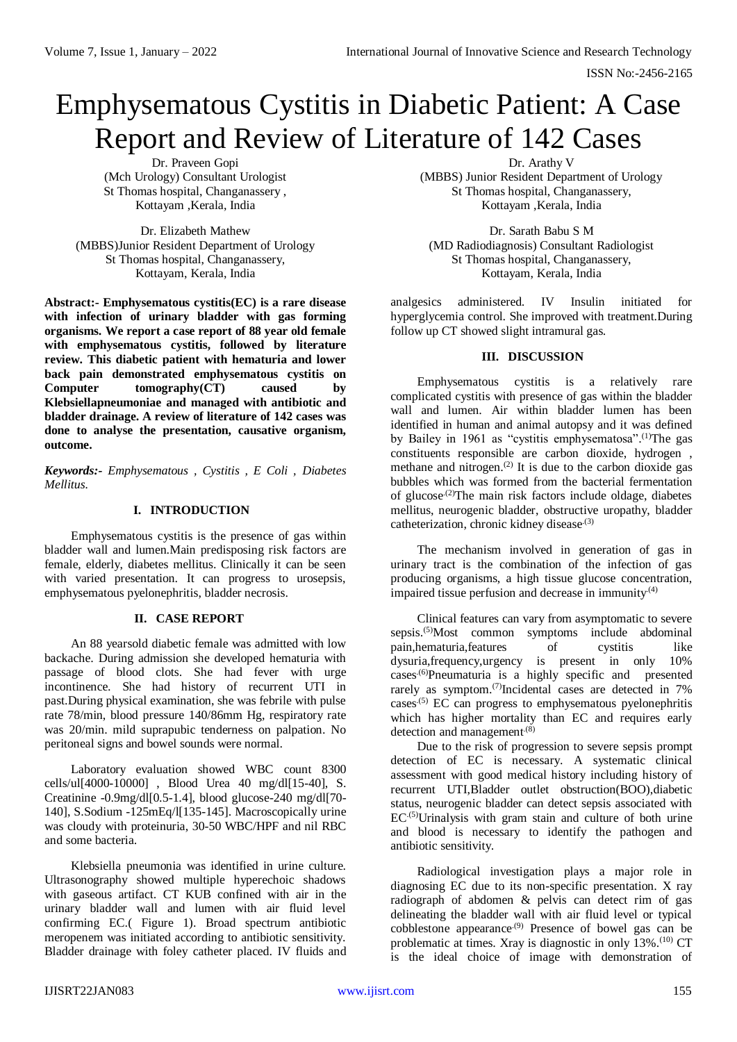# Emphysematous Cystitis in Diabetic Patient: A Case Report and Review of Literature of 142 Cases

Dr. Praveen Gopi
(Mch Urology) Consultant Urologist
St Thomas hospital, Changanassery ,
Kottayam ,Kerala, India

Dr. Arathy V
(MBBS) Junior Resident Department of Urology
St Thomas hospital, Changanassery,
Kottayam ,Kerala, India

Dr. Elizabeth Mathew
(MBBS)Junior Resident Department of Urology
St Thomas hospital, Changanassery,
Kottayam, Kerala, India

Dr. Sarath Babu S M
(MD Radiodiagnosis) Consultant Radiologist
St Thomas hospital, Changanassery,
Kottayam, Kerala, India

**Abstract:- Emphysematous cystitis(EC) is a rare disease with infection of urinary bladder with gas forming organisms. We report a case report of 88 year old female with emphysematous cystitis, followed by literature review. This diabetic patient with hematuria and lower back pain demonstrated emphysematous cystitis on Computer tomography(CT) caused by Klebsiellapneumoniae and managed with antibiotic and bladder drainage. A review of literature of 142 cases was done to analyse the presentation, causative organism, outcome.**

***Keywords:-** Emphysematous , Cystitis , E Coli , Diabetes Mellitus.*

## I. INTRODUCTION

Emphysematous cystitis is the presence of gas within bladder wall and lumen.Main predisposing risk factors are female, elderly, diabetes mellitus. Clinically it can be seen with varied presentation. It can progress to urosepsis, emphysematous pyelonephritis, bladder necrosis.

## II. CASE REPORT

An 88 yearsold diabetic female was admitted with low backache. During admission she developed hematuria with passage of blood clots. She had fever with urge incontinence. She had history of recurrent UTI in past.During physical examination, she was febrile with pulse rate 78/min, blood pressure 140/86mm Hg, respiratory rate was 20/min. mild suprapubic tenderness on palpation. No peritoneal signs and bowel sounds were normal.

Laboratory evaluation showed WBC count 8300 cells/ul[4000-10000] , Blood Urea 40 mg/dl[15-40], S. Creatinine -0.9mg/dl[0.5-1.4], blood glucose-240 mg/dl[70-140], S.Sodium -125mEq/l[135-145]. Macroscopically urine was cloudy with proteinuria, 30-50 WBC/HPF and nil RBC and some bacteria.

Klebsiella pneumonia was identified in urine culture. Ultrasonography showed multiple hyperechoic shadows with gaseous artifact. CT KUB confined with air in the urinary bladder wall and lumen with air fluid level confirming EC.( Figure 1). Broad spectrum antibiotic meropenem was initiated according to antibiotic sensitivity. Bladder drainage with foley catheter placed. IV fluids and analgesics administered. IV Insulin initiated for hyperglycemia control. She improved with treatment.During follow up CT showed slight intramural gas.

## III. DISCUSSION

Emphysematous cystitis is a relatively rare complicated cystitis with presence of gas within the bladder wall and lumen. Air within bladder lumen has been identified in human and animal autopsy and it was defined by Bailey in 1961 as "cystitis emphysematosa".[1]The gas constituents responsible are carbon dioxide, hydrogen , methane and nitrogen.[2] It is due to the carbon dioxide gas bubbles which was formed from the bacterial fermentation of glucose.[2]The main risk factors include oldage, diabetes mellitus, neurogenic bladder, obstructive uropathy, bladder catheterization, chronic kidney disease.[3]

The mechanism involved in generation of gas in urinary tract is the combination of the infection of gas producing organisms, a high tissue glucose concentration, impaired tissue perfusion and decrease in immunity.[4]

Clinical features can vary from asymptomatic to severe sepsis.[5]Most common symptoms include abdominal pain,hematuria,features of cystitis like dysuria,frequency,urgency is present in only 10% cases.[6]Pneumaturia is a highly specific and presented rarely as symptom.[7]Incidental cases are detected in 7% cases.[5] EC can progress to emphysematous pyelonephritis which has higher mortality than EC and requires early detection and management.[8]

Due to the risk of progression to severe sepsis prompt detection of EC is necessary. A systematic clinical assessment with good medical history including history of recurrent UTI,Bladder outlet obstruction(BOO),diabetic status, neurogenic bladder can detect sepsis associated with EC.[5]Urinalysis with gram stain and culture of both urine and blood is necessary to identify the pathogen and antibiotic sensitivity.

Radiological investigation plays a major role in diagnosing EC due to its non-specific presentation. X ray radiograph of abdomen & pelvis can detect rim of gas delineating the bladder wall with air fluid level or typical cobblestone appearance.[9] Presence of bowel gas can be problematic at times. Xray is diagnostic in only 13%.[10] CT is the ideal choice of image with demonstration of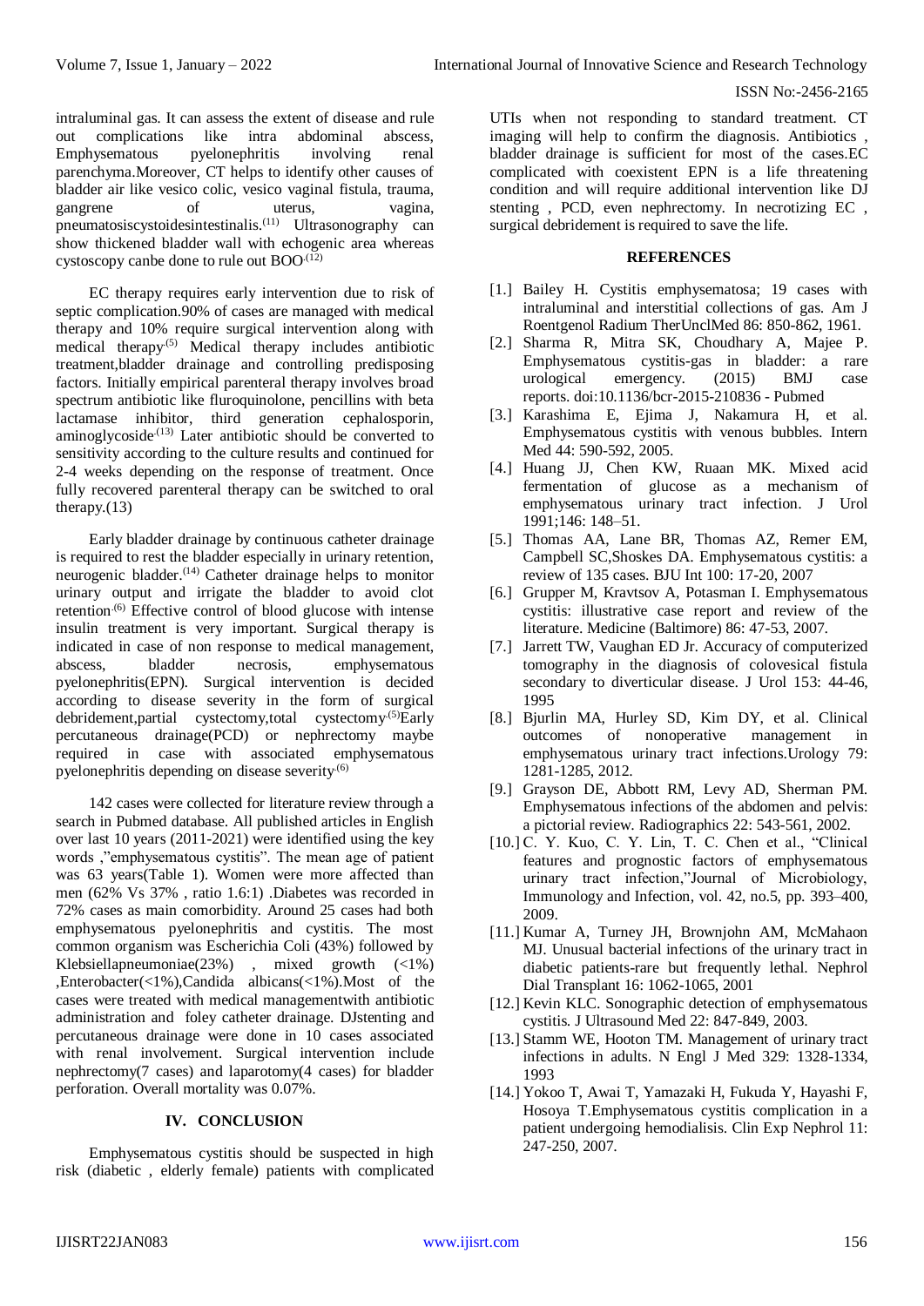intraluminal gas. It can assess the extent of disease and rule out complications like intra abdominal abscess, Emphysematous pyelonephritis involving renal parenchyma.Moreover, CT helps to identify other causes of bladder air like vesico colic, vesico vaginal fistula, trauma, gangrene of uterus, vagina, pneumatosiscystoidesintestinalis.[11] Ultrasonography can show thickened bladder wall with echogenic area whereas cystoscopy canbe done to rule out BOO.[12]

EC therapy requires early intervention due to risk of septic complication.90% of cases are managed with medical therapy and 10% require surgical intervention along with medical therapy.[5] Medical therapy includes antibiotic treatment,bladder drainage and controlling predisposing factors. Initially empirical parenteral therapy involves broad spectrum antibiotic like fluroquinolone, pencillins with beta lactamase inhibitor, third generation cephalosporin, aminoglycoside.[13] Later antibiotic should be converted to sensitivity according to the culture results and continued for 2-4 weeks depending on the response of treatment. Once fully recovered parenteral therapy can be switched to oral therapy.(13)

Early bladder drainage by continuous catheter drainage is required to rest the bladder especially in urinary retention, neurogenic bladder.[14] Catheter drainage helps to monitor urinary output and irrigate the bladder to avoid clot retention.[6] Effective control of blood glucose with intense insulin treatment is very important. Surgical therapy is indicated in case of non response to medical management, abscess, bladder necrosis, emphysematous pyelonephritis(EPN). Surgical intervention is decided according to disease severity in the form of surgical debridement,partial cystectomy,total cystectomy.[5]Early percutaneous drainage(PCD) or nephrectomy maybe required in case with associated emphysematous pyelonephritis depending on disease severity.[6]

142 cases were collected for literature review through a search in Pubmed database. All published articles in English over last 10 years (2011-2021) were identified using the key words ,"emphysematous cystitis". The mean age of patient was 63 years(Table 1). Women were more affected than men (62% Vs 37% , ratio 1.6:1) .Diabetes was recorded in 72% cases as main comorbidity. Around 25 cases had both emphysematous pyelonephritis and cystitis. The most common organism was Escherichia Coli (43%) followed by Klebsiellapneumoniae(23%) , mixed growth (<1%) ,Enterobacter(<1%),Candida albicans(<1%).Most of the cases were treated with medical managementwith antibiotic administration and foley catheter drainage. DJstenting and percutaneous drainage were done in 10 cases associated with renal involvement. Surgical intervention include nephrectomy(7 cases) and laparotomy(4 cases) for bladder perforation. Overall mortality was 0.07%.

## IV. CONCLUSION

Emphysematous cystitis should be suspected in high risk (diabetic , elderly female) patients with complicated UTIs when not responding to standard treatment. CT imaging will help to confirm the diagnosis. Antibiotics , bladder drainage is sufficient for most of the cases.EC complicated with coexistent EPN is a life threatening condition and will require additional intervention like DJ stenting , PCD, even nephrectomy. In necrotizing EC , surgical debridement is required to save the life.

## REFERENCES

[1.] Bailey H. Cystitis emphysematosa; 19 cases with intraluminal and interstitial collections of gas. Am J Roentgenol Radium TherUnclMed 86: 850-862, 1961.

[2.] Sharma R, Mitra SK, Choudhary A, Majee P. Emphysematous cystitis-gas in bladder: a rare urological emergency. (2015) BMJ case reports. doi:10.1136/bcr-2015-210836 - Pubmed

[3.] Karashima E, Ejima J, Nakamura H, et al. Emphysematous cystitis with venous bubbles. Intern Med 44: 590-592, 2005.

[4.] Huang JJ, Chen KW, Ruaan MK. Mixed acid fermentation of glucose as a mechanism of emphysematous urinary tract infection. J Urol 1991;146: 148–51.

[5.] Thomas AA, Lane BR, Thomas AZ, Remer EM, Campbell SC,Shoskes DA. Emphysematous cystitis: a review of 135 cases. BJU Int 100: 17-20, 2007

[6.] Grupper M, Kravtsov A, Potasman I. Emphysematous cystitis: illustrative case report and review of the literature. Medicine (Baltimore) 86: 47-53, 2007.

[7.] Jarrett TW, Vaughan ED Jr. Accuracy of computerized tomography in the diagnosis of colovesical fistula secondary to diverticular disease. J Urol 153: 44-46, 1995

[8.] Bjurlin MA, Hurley SD, Kim DY, et al. Clinical outcomes of nonoperative management in emphysematous urinary tract infections.Urology 79: 1281-1285, 2012.

[9.] Grayson DE, Abbott RM, Levy AD, Sherman PM. Emphysematous infections of the abdomen and pelvis: a pictorial review. Radiographics 22: 543-561, 2002.

[10.] C. Y. Kuo, C. Y. Lin, T. C. Chen et al., "Clinical features and prognostic factors of emphysematous urinary tract infection,"Journal of Microbiology, Immunology and Infection, vol. 42, no.5, pp. 393–400, 2009.

[11.] Kumar A, Turney JH, Brownjohn AM, McMahaon MJ. Unusual bacterial infections of the urinary tract in diabetic patients-rare but frequently lethal. Nephrol Dial Transplant 16: 1062-1065, 2001

[12.] Kevin KLC. Sonographic detection of emphysematous cystitis. J Ultrasound Med 22: 847-849, 2003.

[13.] Stamm WE, Hooton TM. Management of urinary tract infections in adults. N Engl J Med 329: 1328-1334, 1993

[14.] Yokoo T, Awai T, Yamazaki H, Fukuda Y, Hayashi F, Hosoya T.Emphysematous cystitis complication in a patient undergoing hemodialisis. Clin Exp Nephrol 11: 247-250, 2007.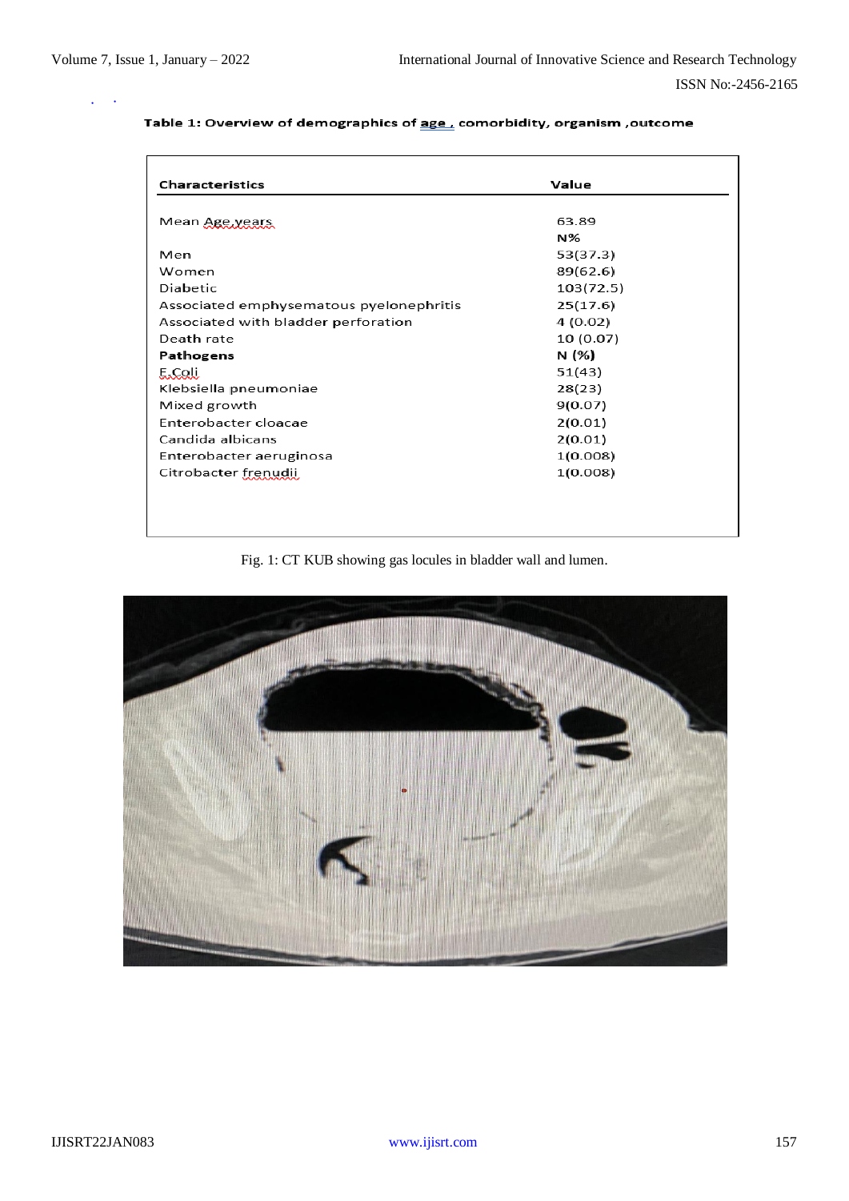Table 1: Overview of demographics of age , comorbidity, organism ,outcome

| Characteristics | Value |
|---|---|
| Mean Age,years | 63.89 |
| | N% |
| Men | 53(37.3) |
| Women | 89(62.6) |
| Diabetic | 103(72.5) |
| Associated emphysematous pyelonephritis | 25(17.6) |
| Associated with bladder perforation | 4 (0.02) |
| Death rate | 10 (0.07) |
| **Pathogens** | **N (%)** |
| E.Coli | 51(43) |
| Klebsiella pneumoniae | 28(23) |
| Mixed growth | 9(0.07) |
| Enterobacter cloacae | 2(0.01) |
| Candida albicans | 2(0.01) |
| Enterobacter aeruginosa | 1(0.008) |
| Citrobacter frenudii | 1(0.008) |

Fig. 1: CT KUB showing gas locules in bladder wall and lumen.